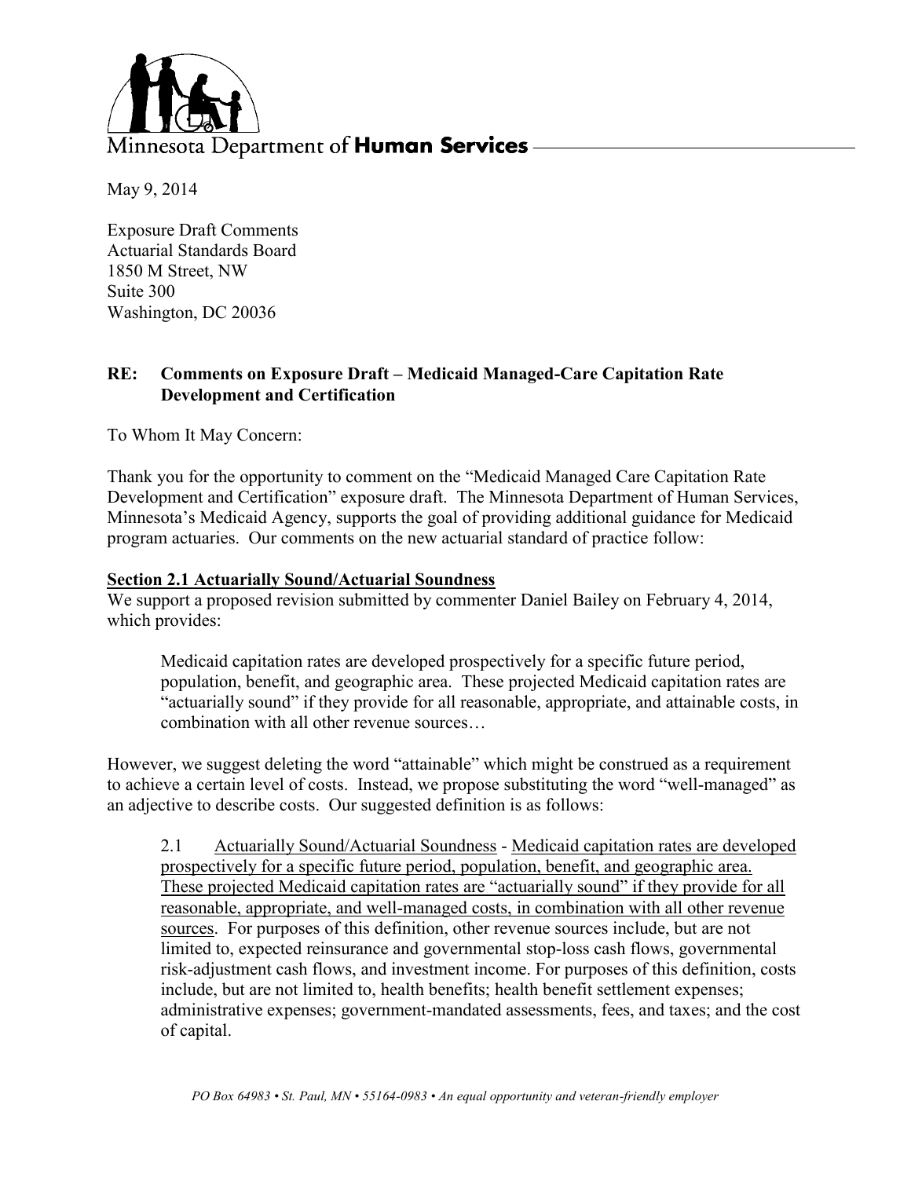Minnesota Department of **Human Services**

May 9, 2014

Exposure Draft Comments
Actuarial Standards Board
1850 M Street, NW
Suite 300
Washington, DC 20036

**RE: Comments on Exposure Draft – Medicaid Managed-Care Capitation Rate Development and Certification**

To Whom It May Concern:

Thank you for the opportunity to comment on the "Medicaid Managed Care Capitation Rate Development and Certification" exposure draft. The Minnesota Department of Human Services, Minnesota's Medicaid Agency, supports the goal of providing additional guidance for Medicaid program actuaries. Our comments on the new actuarial standard of practice follow:

**Section 2.1 Actuarially Sound/Actuarial Soundness**

We support a proposed revision submitted by commenter Daniel Bailey on February 4, 2014, which provides:

> Medicaid capitation rates are developed prospectively for a specific future period, population, benefit, and geographic area. These projected Medicaid capitation rates are "actuarially sound" if they provide for all reasonable, appropriate, and attainable costs, in combination with all other revenue sources…

However, we suggest deleting the word "attainable" which might be construed as a requirement to achieve a certain level of costs. Instead, we propose substituting the word "well-managed" as an adjective to describe costs. Our suggested definition is as follows:

> 2.1 Actuarially Sound/Actuarial Soundness - Medicaid capitation rates are developed prospectively for a specific future period, population, benefit, and geographic area. These projected Medicaid capitation rates are "actuarially sound" if they provide for all reasonable, appropriate, and well-managed costs, in combination with all other revenue sources. For purposes of this definition, other revenue sources include, but are not limited to, expected reinsurance and governmental stop-loss cash flows, governmental risk-adjustment cash flows, and investment income. For purposes of this definition, costs include, but are not limited to, health benefits; health benefit settlement expenses; administrative expenses; government-mandated assessments, fees, and taxes; and the cost of capital.

*PO Box 64983 • St. Paul, MN • 55164-0983 • An equal opportunity and veteran-friendly employer*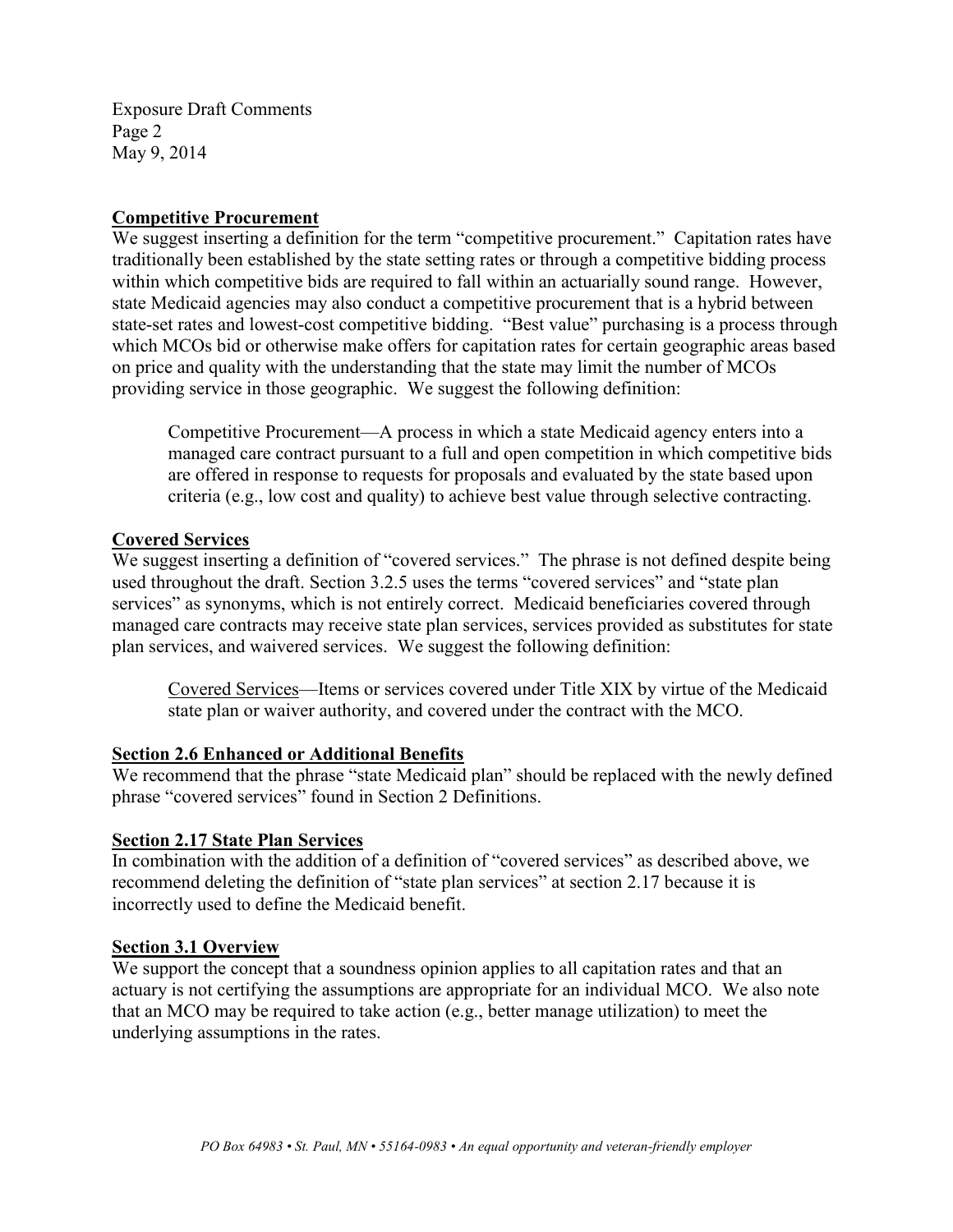**Competitive Procurement**

We suggest inserting a definition for the term "competitive procurement." Capitation rates have traditionally been established by the state setting rates or through a competitive bidding process within which competitive bids are required to fall within an actuarially sound range. However, state Medicaid agencies may also conduct a competitive procurement that is a hybrid between state-set rates and lowest-cost competitive bidding. "Best value" purchasing is a process through which MCOs bid or otherwise make offers for capitation rates for certain geographic areas based on price and quality with the understanding that the state may limit the number of MCOs providing service in those geographic. We suggest the following definition:

> Competitive Procurement—A process in which a state Medicaid agency enters into a managed care contract pursuant to a full and open competition in which competitive bids are offered in response to requests for proposals and evaluated by the state based upon criteria (e.g., low cost and quality) to achieve best value through selective contracting.

**Covered Services**

We suggest inserting a definition of "covered services." The phrase is not defined despite being used throughout the draft. Section 3.2.5 uses the terms "covered services" and "state plan services" as synonyms, which is not entirely correct. Medicaid beneficiaries covered through managed care contracts may receive state plan services, services provided as substitutes for state plan services, and waivered services. We suggest the following definition:

> Covered Services—Items or services covered under Title XIX by virtue of the Medicaid state plan or waiver authority, and covered under the contract with the MCO.

**Section 2.6 Enhanced or Additional Benefits**

We recommend that the phrase "state Medicaid plan" should be replaced with the newly defined phrase "covered services" found in Section 2 Definitions.

**Section 2.17 State Plan Services**

In combination with the addition of a definition of "covered services" as described above, we recommend deleting the definition of "state plan services" at section 2.17 because it is incorrectly used to define the Medicaid benefit.

**Section 3.1 Overview**

We support the concept that a soundness opinion applies to all capitation rates and that an actuary is not certifying the assumptions are appropriate for an individual MCO. We also note that an MCO may be required to take action (e.g., better manage utilization) to meet the underlying assumptions in the rates.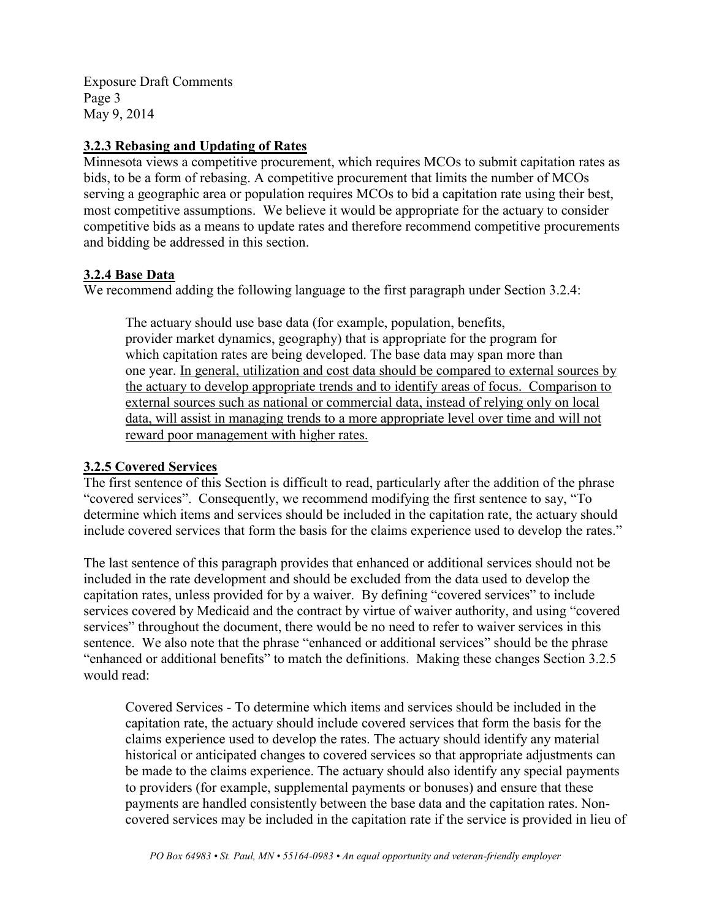### 3.2.3 Rebasing and Updating of Rates

Minnesota views a competitive procurement, which requires MCOs to submit capitation rates as bids, to be a form of rebasing. A competitive procurement that limits the number of MCOs serving a geographic area or population requires MCOs to bid a capitation rate using their best, most competitive assumptions. We believe it would be appropriate for the actuary to consider competitive bids as a means to update rates and therefore recommend competitive procurements and bidding be addressed in this section.

### 3.2.4 Base Data

We recommend adding the following language to the first paragraph under Section 3.2.4:

> The actuary should use base data (for example, population, benefits, provider market dynamics, geography) that is appropriate for the program for which capitation rates are being developed. The base data may span more than one year. <u>In general, utilization and cost data should be compared to external sources by the actuary to develop appropriate trends and to identify areas of focus. Comparison to external sources such as national or commercial data, instead of relying only on local data, will assist in managing trends to a more appropriate level over time and will not reward poor management with higher rates.</u>

### 3.2.5 Covered Services

The first sentence of this Section is difficult to read, particularly after the addition of the phrase "covered services". Consequently, we recommend modifying the first sentence to say, "To determine which items and services should be included in the capitation rate, the actuary should include covered services that form the basis for the claims experience used to develop the rates."

The last sentence of this paragraph provides that enhanced or additional services should not be included in the rate development and should be excluded from the data used to develop the capitation rates, unless provided for by a waiver. By defining "covered services" to include services covered by Medicaid and the contract by virtue of waiver authority, and using "covered services" throughout the document, there would be no need to refer to waiver services in this sentence. We also note that the phrase "enhanced or additional services" should be the phrase "enhanced or additional benefits" to match the definitions. Making these changes Section 3.2.5 would read:

> Covered Services - To determine which items and services should be included in the capitation rate, the actuary should include covered services that form the basis for the claims experience used to develop the rates. The actuary should identify any material historical or anticipated changes to covered services so that appropriate adjustments can be made to the claims experience. The actuary should also identify any special payments to providers (for example, supplemental payments or bonuses) and ensure that these payments are handled consistently between the base data and the capitation rates. Non-covered services may be included in the capitation rate if the service is provided in lieu of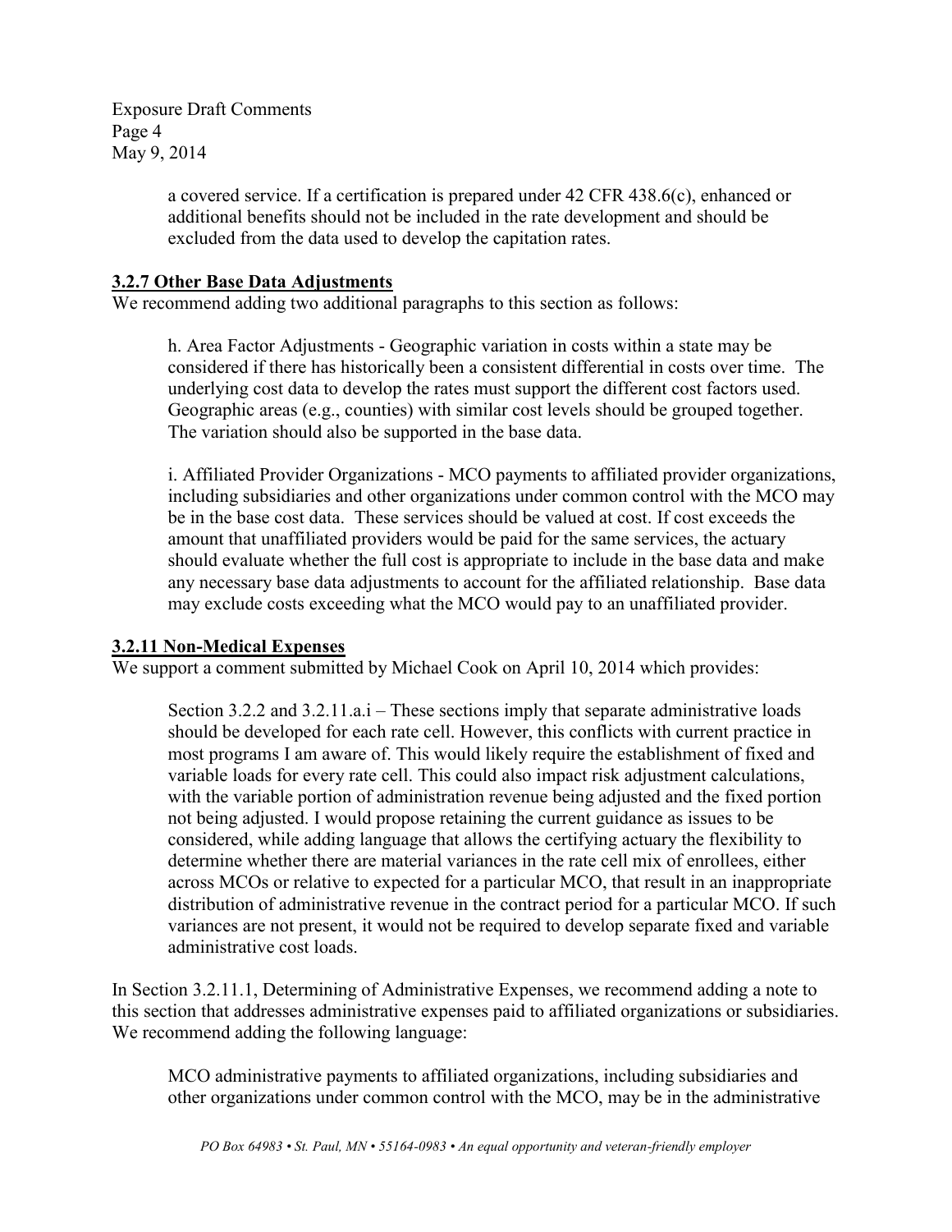a covered service. If a certification is prepared under 42 CFR 438.6(c), enhanced or additional benefits should not be included in the rate development and should be excluded from the data used to develop the capitation rates.

**3.2.7 Other Base Data Adjustments**

We recommend adding two additional paragraphs to this section as follows:

> h. Area Factor Adjustments - Geographic variation in costs within a state may be considered if there has historically been a consistent differential in costs over time. The underlying cost data to develop the rates must support the different cost factors used. Geographic areas (e.g., counties) with similar cost levels should be grouped together. The variation should also be supported in the base data.
>
> i. Affiliated Provider Organizations - MCO payments to affiliated provider organizations, including subsidiaries and other organizations under common control with the MCO may be in the base cost data. These services should be valued at cost. If cost exceeds the amount that unaffiliated providers would be paid for the same services, the actuary should evaluate whether the full cost is appropriate to include in the base data and make any necessary base data adjustments to account for the affiliated relationship. Base data may exclude costs exceeding what the MCO would pay to an unaffiliated provider.

**3.2.11 Non-Medical Expenses**

We support a comment submitted by Michael Cook on April 10, 2014 which provides:

> Section 3.2.2 and 3.2.11.a.i – These sections imply that separate administrative loads should be developed for each rate cell. However, this conflicts with current practice in most programs I am aware of. This would likely require the establishment of fixed and variable loads for every rate cell. This could also impact risk adjustment calculations, with the variable portion of administration revenue being adjusted and the fixed portion not being adjusted. I would propose retaining the current guidance as issues to be considered, while adding language that allows the certifying actuary the flexibility to determine whether there are material variances in the rate cell mix of enrollees, either across MCOs or relative to expected for a particular MCO, that result in an inappropriate distribution of administrative revenue in the contract period for a particular MCO. If such variances are not present, it would not be required to develop separate fixed and variable administrative cost loads.

In Section 3.2.11.1, Determining of Administrative Expenses, we recommend adding a note to this section that addresses administrative expenses paid to affiliated organizations or subsidiaries. We recommend adding the following language:

> MCO administrative payments to affiliated organizations, including subsidiaries and other organizations under common control with the MCO, may be in the administrative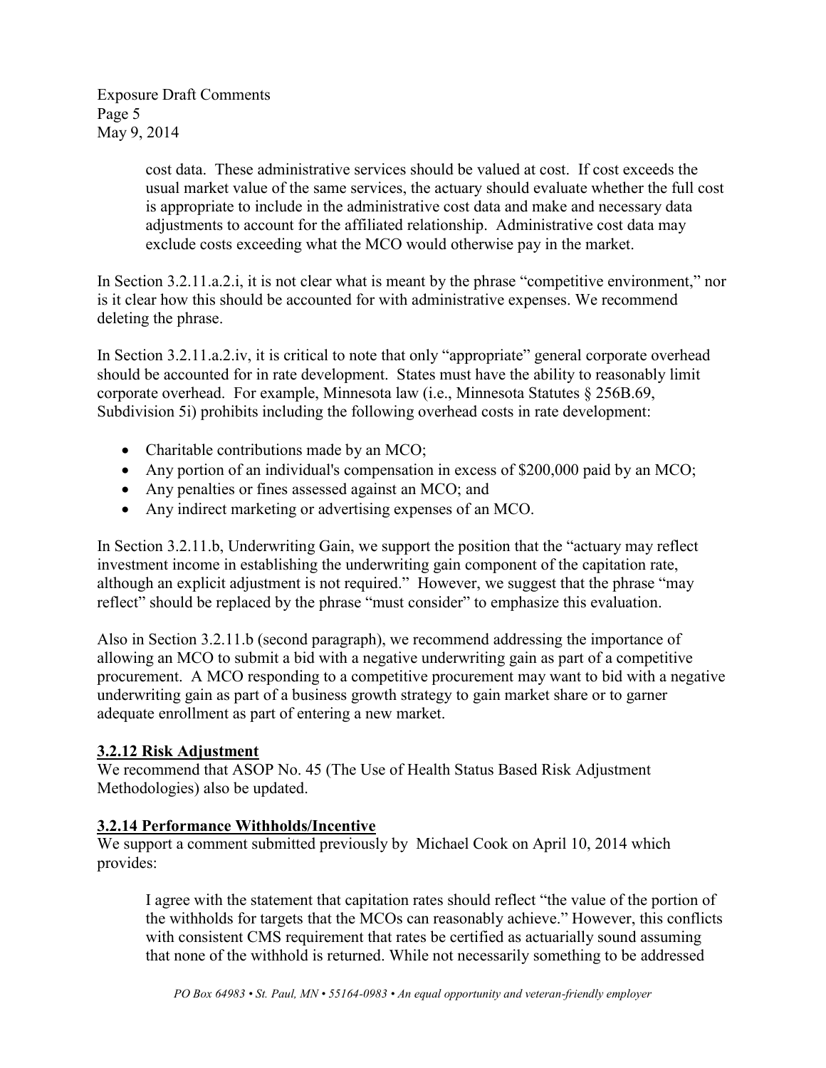cost data. These administrative services should be valued at cost. If cost exceeds the usual market value of the same services, the actuary should evaluate whether the full cost is appropriate to include in the administrative cost data and make and necessary data adjustments to account for the affiliated relationship. Administrative cost data may exclude costs exceeding what the MCO would otherwise pay in the market.

In Section 3.2.11.a.2.i, it is not clear what is meant by the phrase "competitive environment," nor is it clear how this should be accounted for with administrative expenses. We recommend deleting the phrase.

In Section 3.2.11.a.2.iv, it is critical to note that only "appropriate" general corporate overhead should be accounted for in rate development. States must have the ability to reasonably limit corporate overhead. For example, Minnesota law (i.e., Minnesota Statutes § 256B.69, Subdivision 5i) prohibits including the following overhead costs in rate development:

- Charitable contributions made by an MCO;
- Any portion of an individual's compensation in excess of $200,000 paid by an MCO;
- Any penalties or fines assessed against an MCO; and
- Any indirect marketing or advertising expenses of an MCO.

In Section 3.2.11.b, Underwriting Gain, we support the position that the "actuary may reflect investment income in establishing the underwriting gain component of the capitation rate, although an explicit adjustment is not required." However, we suggest that the phrase "may reflect" should be replaced by the phrase "must consider" to emphasize this evaluation.

Also in Section 3.2.11.b (second paragraph), we recommend addressing the importance of allowing an MCO to submit a bid with a negative underwriting gain as part of a competitive procurement. A MCO responding to a competitive procurement may want to bid with a negative underwriting gain as part of a business growth strategy to gain market share or to garner adequate enrollment as part of entering a new market.

**3.2.12 Risk Adjustment**

We recommend that ASOP No. 45 (The Use of Health Status Based Risk Adjustment Methodologies) also be updated.

**3.2.14 Performance Withholds/Incentive**

We support a comment submitted previously by Michael Cook on April 10, 2014 which provides:

> I agree with the statement that capitation rates should reflect "the value of the portion of the withholds for targets that the MCOs can reasonably achieve." However, this conflicts with consistent CMS requirement that rates be certified as actuarially sound assuming that none of the withhold is returned. While not necessarily something to be addressed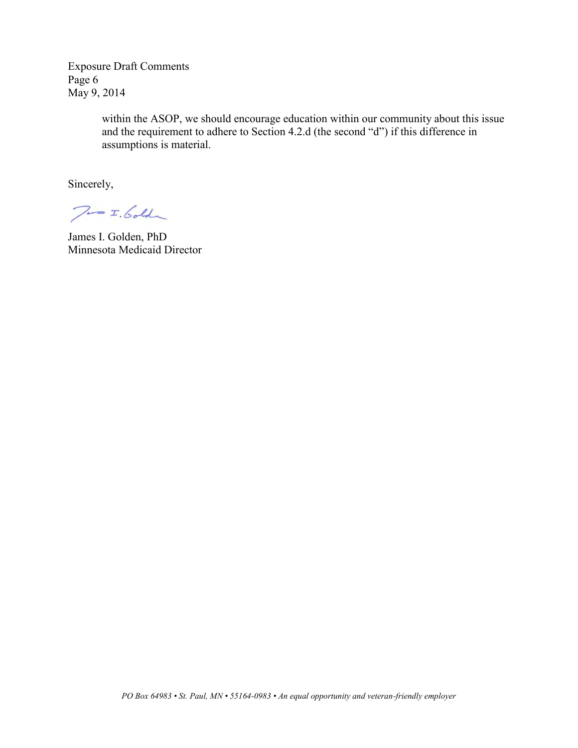within the ASOP, we should encourage education within our community about this issue and the requirement to adhere to Section 4.2.d (the second "d") if this difference in assumptions is material.

Sincerely,

James I. Golden, PhD
Minnesota Medicaid Director